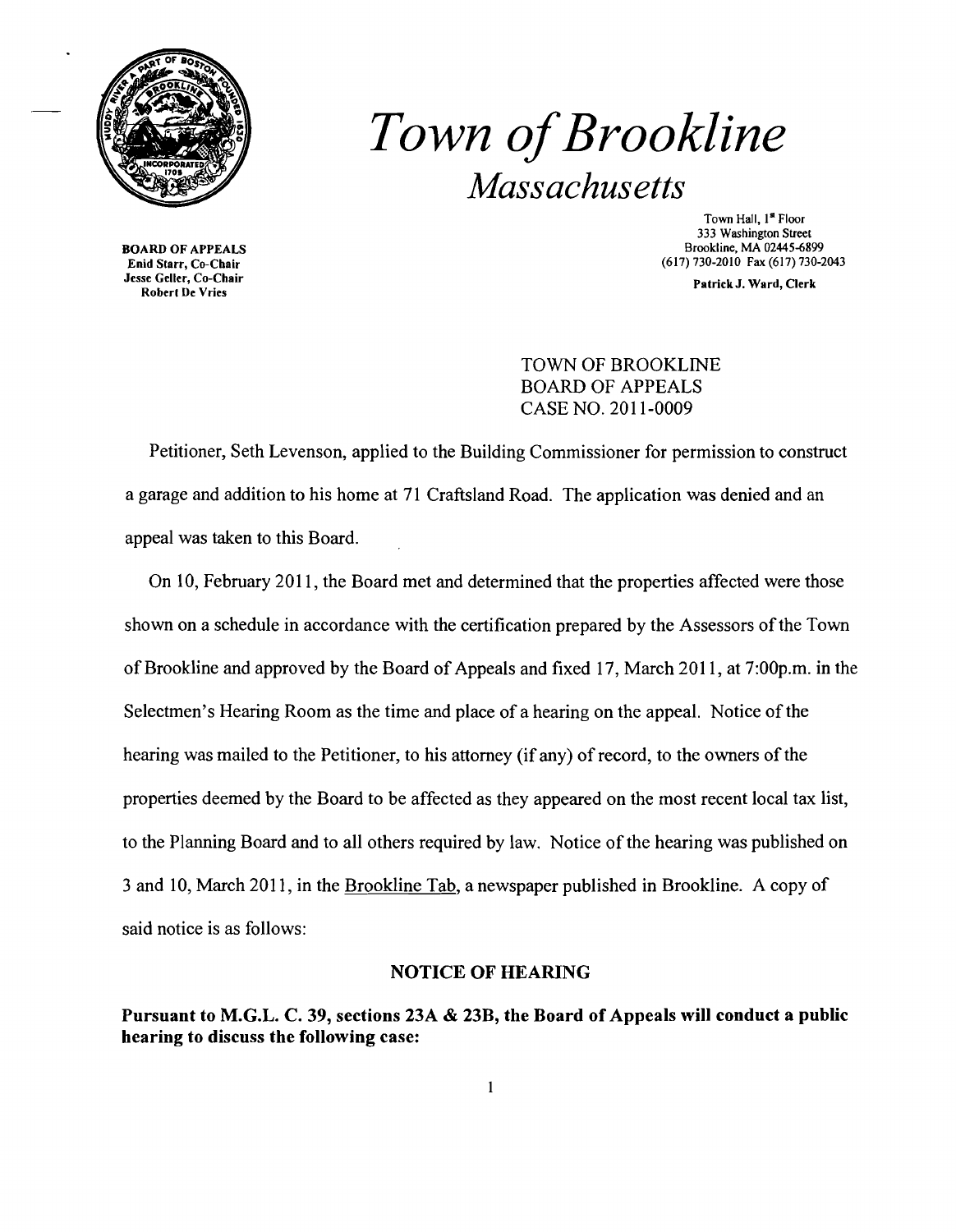# *Town of Brookline*

## *Massachusetts*

**BOARD OF APPEALS**
**Enid Starr, Co-Chair**
**Jesse Geller, Co-Chair**
**Robert De Vries**

Town Hall, 1st Floor
333 Washington Street
Brookline, MA 02445-6899
(617) 730-2010 Fax (617) 730-2043

**Patrick J. Ward, Clerk**

TOWN OF BROOKLINE
BOARD OF APPEALS
CASE NO. 2011-0009

Petitioner, Seth Levenson, applied to the Building Commissioner for permission to construct a garage and addition to his home at 71 Craftsland Road. The application was denied and an appeal was taken to this Board.

On 10, February 2011, the Board met and determined that the properties affected were those shown on a schedule in accordance with the certification prepared by the Assessors of the Town of Brookline and approved by the Board of Appeals and fixed 17, March 2011, at 7:00p.m. in the Selectmen's Hearing Room as the time and place of a hearing on the appeal. Notice of the hearing was mailed to the Petitioner, to his attorney (if any) of record, to the owners of the properties deemed by the Board to be affected as they appeared on the most recent local tax list, to the Planning Board and to all others required by law. Notice of the hearing was published on 3 and 10, March 2011, in the Brookline Tab, a newspaper published in Brookline. A copy of said notice is as follows:

**NOTICE OF HEARING**

**Pursuant to M.G.L. C. 39, sections 23A & 23B, the Board of Appeals will conduct a public hearing to discuss the following case:**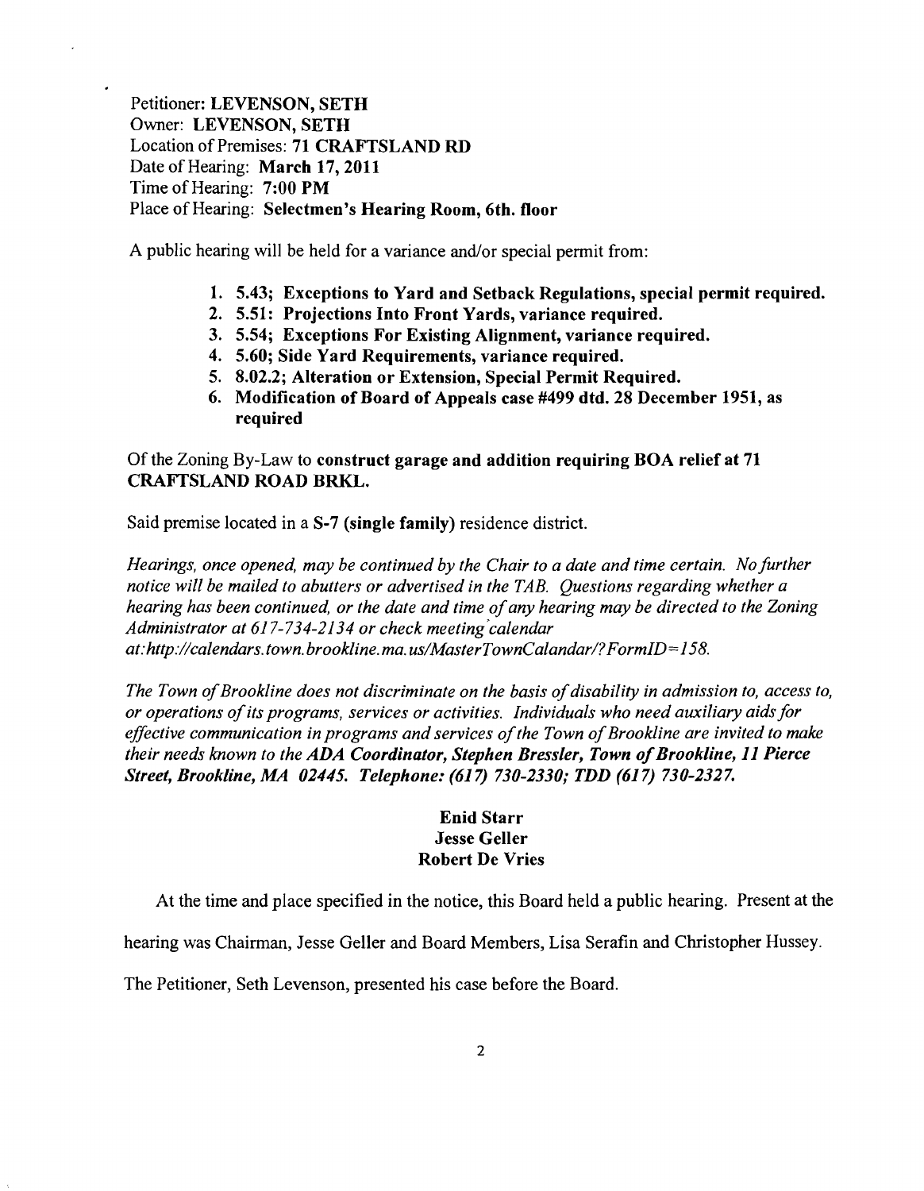Petitioner: **LEVENSON, SETH**
Owner: **LEVENSON, SETH**
Location of Premises: **71 CRAFTSLAND RD**
Date of Hearing: **March 17, 2011**
Time of Hearing: **7:00 PM**
Place of Hearing: **Selectmen's Hearing Room, 6th. floor**

A public hearing will be held for a variance and/or special permit from:

1. **5.43; Exceptions to Yard and Setback Regulations, special permit required.**
2. **5.51: Projections Into Front Yards, variance required.**
3. **5.54; Exceptions For Existing Alignment, variance required.**
4. **5.60; Side Yard Requirements, variance required.**
5. **8.02.2; Alteration or Extension, Special Permit Required.**
6. **Modification of Board of Appeals case #499 dtd. 28 December 1951, as required**

Of the Zoning By-Law to **construct garage and addition requiring BOA relief at 71 CRAFTSLAND ROAD BRKL.**

Said premise located in a **S-7 (single family)** residence district.

*Hearings, once opened, may be continued by the Chair to a date and time certain. No further notice will be mailed to abutters or advertised in the TAB. Questions regarding whether a hearing has been continued, or the date and time of any hearing may be directed to the Zoning Administrator at 617-734-2134 or check meeting calendar at:http://calendars.town.brookline.ma.us/MasterTownCalandar/?FormID=158.*

*The Town of Brookline does not discriminate on the basis of disability in admission to, access to, or operations of its programs, services or activities. Individuals who need auxiliary aids for effective communication in programs and services of the Town of Brookline are invited to make their needs known to the* ***ADA Coordinator, Stephen Bressler, Town of Brookline, 11 Pierce Street, Brookline, MA 02445. Telephone: (617) 730-2330; TDD (617) 730-2327.***

**Enid Starr**
**Jesse Geller**
**Robert De Vries**

At the time and place specified in the notice, this Board held a public hearing. Present at the hearing was Chairman, Jesse Geller and Board Members, Lisa Serafin and Christopher Hussey. The Petitioner, Seth Levenson, presented his case before the Board.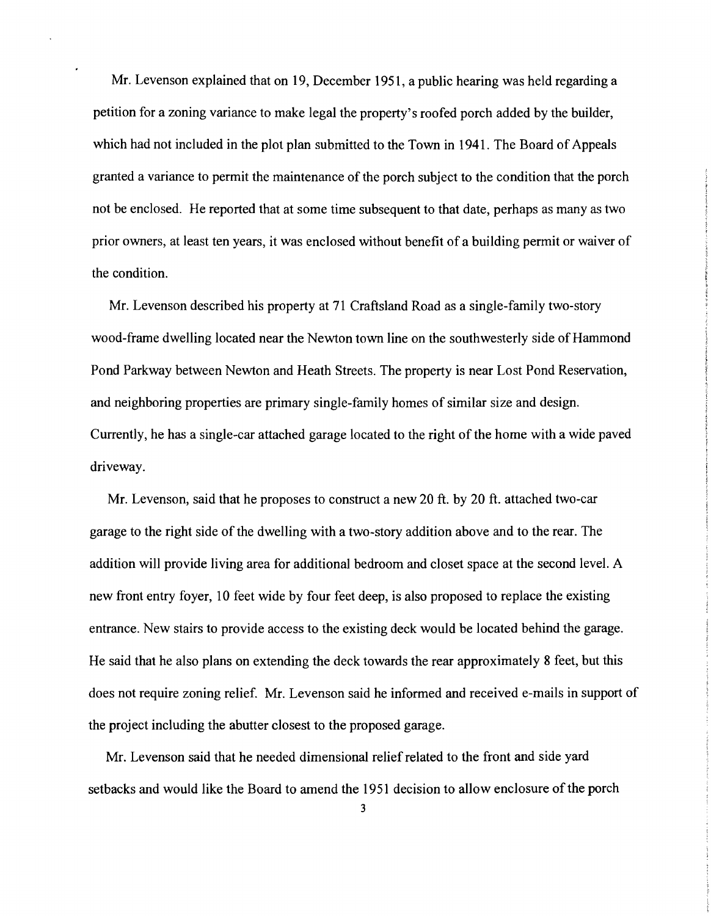Mr. Levenson explained that on 19, December 1951, a public hearing was held regarding a petition for a zoning variance to make legal the property's roofed porch added by the builder, which had not included in the plot plan submitted to the Town in 1941. The Board of Appeals granted a variance to permit the maintenance of the porch subject to the condition that the porch not be enclosed. He reported that at some time subsequent to that date, perhaps as many as two prior owners, at least ten years, it was enclosed without benefit of a building permit or waiver of the condition.

Mr. Levenson described his property at 71 Craftsland Road as a single-family two-story wood-frame dwelling located near the Newton town line on the southwesterly side of Hammond Pond Parkway between Newton and Heath Streets. The property is near Lost Pond Reservation, and neighboring properties are primary single-family homes of similar size and design. Currently, he has a single-car attached garage located to the right of the home with a wide paved driveway.

Mr. Levenson, said that he proposes to construct a new 20 ft. by 20 ft. attached two-car garage to the right side of the dwelling with a two-story addition above and to the rear. The addition will provide living area for additional bedroom and closet space at the second level. A new front entry foyer, 10 feet wide by four feet deep, is also proposed to replace the existing entrance. New stairs to provide access to the existing deck would be located behind the garage. He said that he also plans on extending the deck towards the rear approximately 8 feet, but this does not require zoning relief. Mr. Levenson said he informed and received e-mails in support of the project including the abutter closest to the proposed garage.

Mr. Levenson said that he needed dimensional relief related to the front and side yard setbacks and would like the Board to amend the 1951 decision to allow enclosure of the porch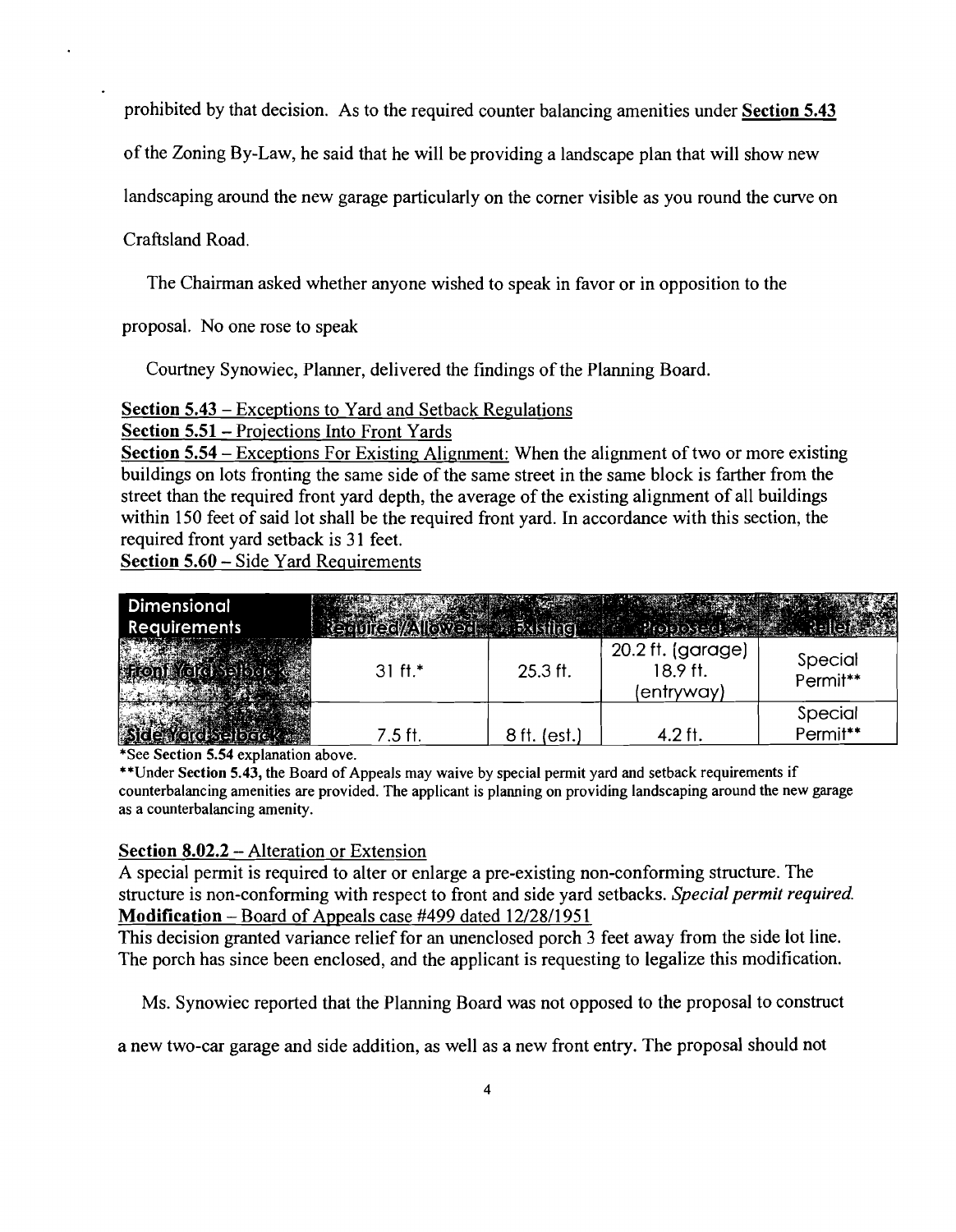prohibited by that decision. As to the required counter balancing amenities under **Section 5.43** of the Zoning By-Law, he said that he will be providing a landscape plan that will show new landscaping around the new garage particularly on the corner visible as you round the curve on Craftsland Road.

The Chairman asked whether anyone wished to speak in favor or in opposition to the proposal. No one rose to speak

Courtney Synowiec, Planner, delivered the findings of the Planning Board.

**Section 5.43** – Exceptions to Yard and Setback Regulations

**Section 5.51** – Projections Into Front Yards

**Section 5.54** – Exceptions For Existing Alignment: When the alignment of two or more existing buildings on lots fronting the same side of the same street in the same block is farther from the street than the required front yard depth, the average of the existing alignment of all buildings within 150 feet of said lot shall be the required front yard. In accordance with this section, the required front yard setback is 31 feet.

**Section 5.60** – Side Yard Requirements

| Dimensional Requirements | Required/Allowed | Existing | Proposed | Relief |
|---|---|---|---|---|
| Front Yard Setback | 31 ft.* | 25.3 ft. | 20.2 ft. (garage) 18.9 ft. (entryway) | Special Permit** |
| Side Yard Setback | 7.5 ft. | 8 ft. (est.) | 4.2 ft. | Special Permit** |

*See **Section 5.54** explanation above.

**Under **Section 5.43**, the Board of Appeals may waive by special permit yard and setback requirements if counterbalancing amenities are provided. The applicant is planning on providing landscaping around the new garage as a counterbalancing amenity.

**Section 8.02.2** – Alteration or Extension

A special permit is required to alter or enlarge a pre-existing non-conforming structure. The structure is non-conforming with respect to front and side yard setbacks. *Special permit required.*

**Modification** – Board of Appeals case #499 dated 12/28/1951

This decision granted variance relief for an unenclosed porch 3 feet away from the side lot line. The porch has since been enclosed, and the applicant is requesting to legalize this modification.

Ms. Synowiec reported that the Planning Board was not opposed to the proposal to construct a new two-car garage and side addition, as well as a new front entry. The proposal should not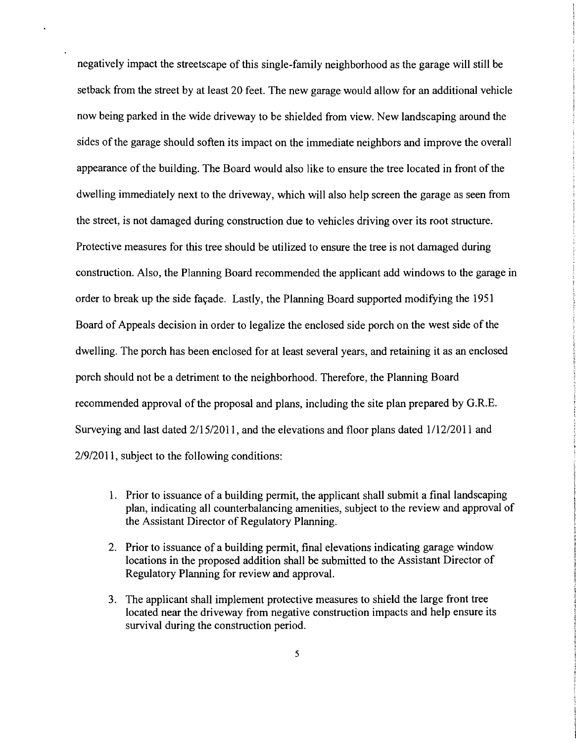negatively impact the streetscape of this single-family neighborhood as the garage will still be setback from the street by at least 20 feet. The new garage would allow for an additional vehicle now being parked in the wide driveway to be shielded from view. New landscaping around the sides of the garage should soften its impact on the immediate neighbors and improve the overall appearance of the building. The Board would also like to ensure the tree located in front of the dwelling immediately next to the driveway, which will also help screen the garage as seen from the street, is not damaged during construction due to vehicles driving over its root structure. Protective measures for this tree should be utilized to ensure the tree is not damaged during construction. Also, the Planning Board recommended the applicant add windows to the garage in order to break up the side façade. Lastly, the Planning Board supported modifying the 1951 Board of Appeals decision in order to legalize the enclosed side porch on the west side of the dwelling. The porch has been enclosed for at least several years, and retaining it as an enclosed porch should not be a detriment to the neighborhood. Therefore, the Planning Board recommended approval of the proposal and plans, including the site plan prepared by G.R.E. Surveying and last dated 2/15/2011, and the elevations and floor plans dated 1/12/2011 and 2/9/2011, subject to the following conditions:

1. Prior to issuance of a building permit, the applicant shall submit a final landscaping plan, indicating all counterbalancing amenities, subject to the review and approval of the Assistant Director of Regulatory Planning.

2. Prior to issuance of a building permit, final elevations indicating garage window locations in the proposed addition shall be submitted to the Assistant Director of Regulatory Planning for review and approval.

3. The applicant shall implement protective measures to shield the large front tree located near the driveway from negative construction impacts and help ensure its survival during the construction period.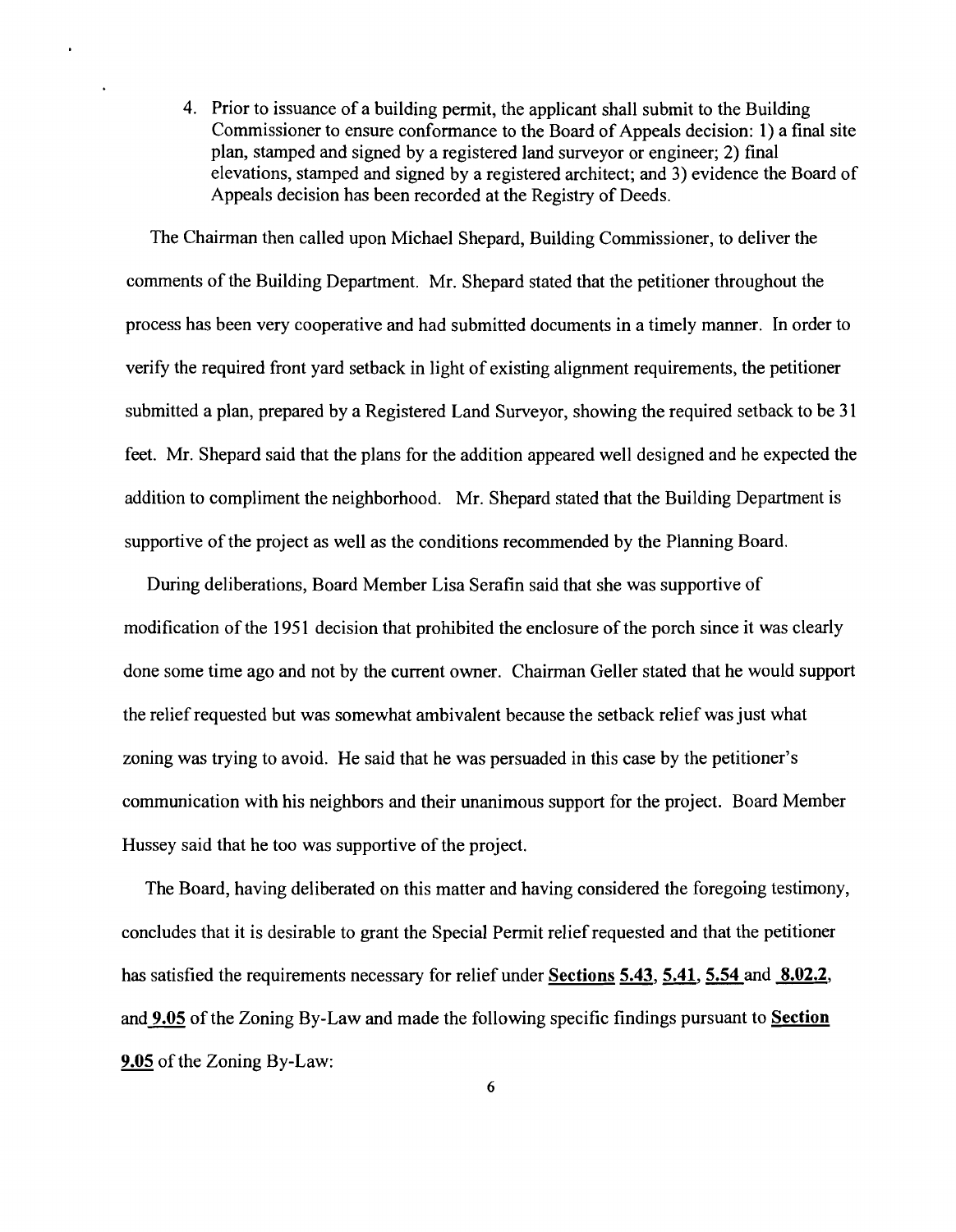4. Prior to issuance of a building permit, the applicant shall submit to the Building Commissioner to ensure conformance to the Board of Appeals decision: 1) a final site plan, stamped and signed by a registered land surveyor or engineer; 2) final elevations, stamped and signed by a registered architect; and 3) evidence the Board of Appeals decision has been recorded at the Registry of Deeds.

The Chairman then called upon Michael Shepard, Building Commissioner, to deliver the comments of the Building Department. Mr. Shepard stated that the petitioner throughout the process has been very cooperative and had submitted documents in a timely manner. In order to verify the required front yard setback in light of existing alignment requirements, the petitioner submitted a plan, prepared by a Registered Land Surveyor, showing the required setback to be 31 feet. Mr. Shepard said that the plans for the addition appeared well designed and he expected the addition to compliment the neighborhood. Mr. Shepard stated that the Building Department is supportive of the project as well as the conditions recommended by the Planning Board.

During deliberations, Board Member Lisa Serafin said that she was supportive of modification of the 1951 decision that prohibited the enclosure of the porch since it was clearly done some time ago and not by the current owner. Chairman Geller stated that he would support the relief requested but was somewhat ambivalent because the setback relief was just what zoning was trying to avoid. He said that he was persuaded in this case by the petitioner's communication with his neighbors and their unanimous support for the project. Board Member Hussey said that he too was supportive of the project.

The Board, having deliberated on this matter and having considered the foregoing testimony, concludes that it is desirable to grant the Special Permit relief requested and that the petitioner has satisfied the requirements necessary for relief under **Sections 5.43**, **5.41**, **5.54** and **8.02.2**, and **9.05** of the Zoning By-Law and made the following specific findings pursuant to **Section 9.05** of the Zoning By-Law: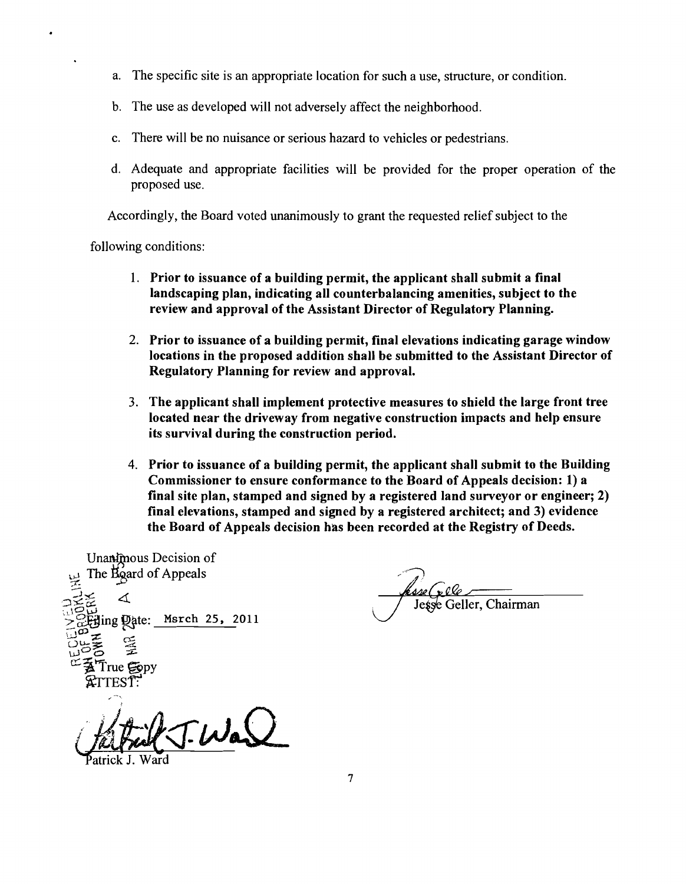a. The specific site is an appropriate location for such a use, structure, or condition.

b. The use as developed will not adversely affect the neighborhood.

c. There will be no nuisance or serious hazard to vehicles or pedestrians.

d. Adequate and appropriate facilities will be provided for the proper operation of the proposed use.

Accordingly, the Board voted unanimously to grant the requested relief subject to the following conditions:

1. **Prior to issuance of a building permit, the applicant shall submit a final landscaping plan, indicating all counterbalancing amenities, subject to the review and approval of the Assistant Director of Regulatory Planning.**

2. **Prior to issuance of a building permit, final elevations indicating garage window locations in the proposed addition shall be submitted to the Assistant Director of Regulatory Planning for review and approval.**

3. **The applicant shall implement protective measures to shield the large front tree located near the driveway from negative construction impacts and help ensure its survival during the construction period.**

4. **Prior to issuance of a building permit, the applicant shall submit to the Building Commissioner to ensure conformance to the Board of Appeals decision: 1) a final site plan, stamped and signed by a registered land surveyor or engineer; 2) final elevations, stamped and signed by a registered architect; and 3) evidence the Board of Appeals decision has been recorded at the Registry of Deeds.**

Unanimous Decision of
The Board of Appeals

Filing Date: Msrch 25, 2011

A True Copy
ATTEST:

Patrick J. Ward

Jesse Geller, Chairman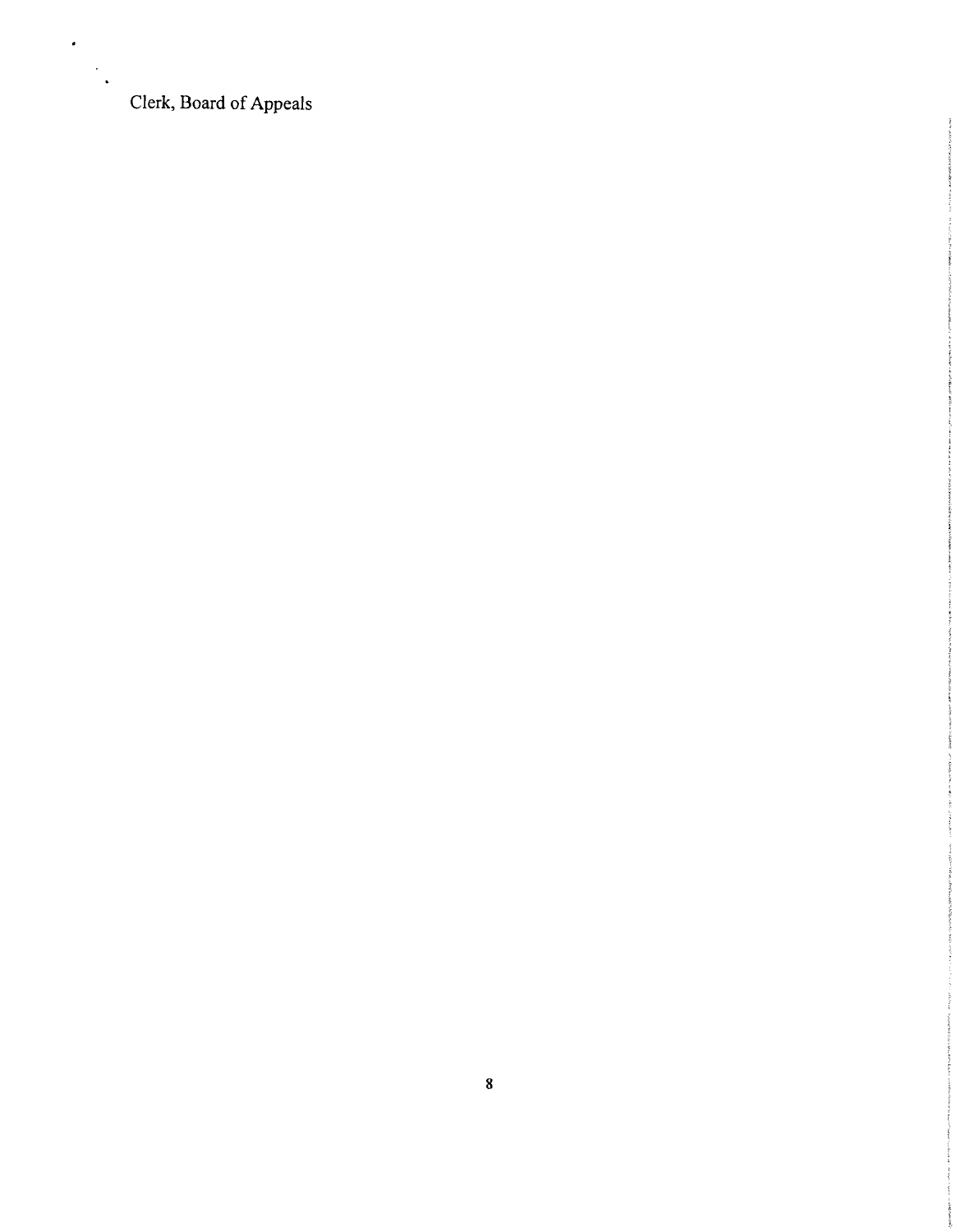Clerk, Board of Appeals